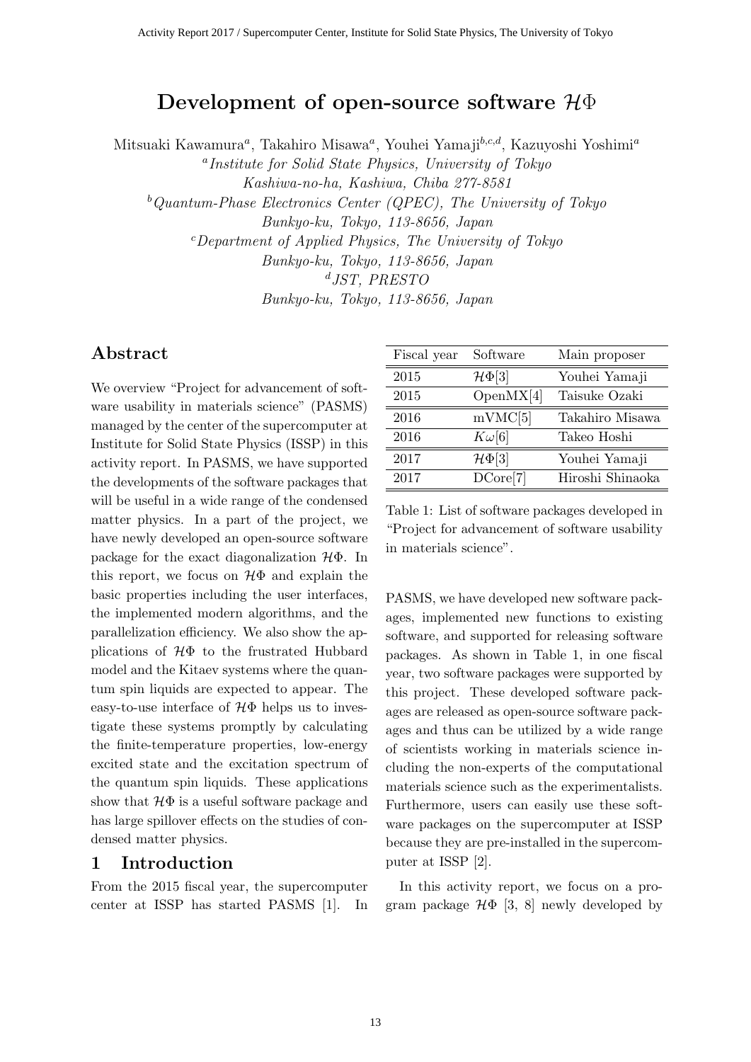# Development of open-source software $\mathcal{H}\Phi$

Mitsuaki Kawamura[a], Takahiro Misawa[a], Youhei Yamaji[b,c,d], Kazuyoshi Yoshimi[a]

[a] *Institute for Solid State Physics, University of Tokyo Kashiwa-no-ha, Kashiwa, Chiba 277-8581*

[b] *Quantum-Phase Electronics Center (QPEC), The University of Tokyo Bunkyo-ku, Tokyo, 113-8656, Japan*

[c] *Department of Applied Physics, The University of Tokyo Bunkyo-ku, Tokyo, 113-8656, Japan*

[d] *JST, PRESTO Bunkyo-ku, Tokyo, 113-8656, Japan*

## Abstract

We overview "Project for advancement of software usability in materials science" (PASMS) managed by the center of the supercomputer at Institute for Solid State Physics (ISSP) in this activity report. In PASMS, we have supported the developments of the software packages that will be useful in a wide range of the condensed matter physics. In a part of the project, we have newly developed an open-source software package for the exact diagonalization $\mathcal{H}\Phi$. In this report, we focus on $\mathcal{H}\Phi$ and explain the basic properties including the user interfaces, the implemented modern algorithms, and the parallelization efficiency. We also show the applications of $\mathcal{H}\Phi$ to the frustrated Hubbard model and the Kitaev systems where the quantum spin liquids are expected to appear. The easy-to-use interface of $\mathcal{H}\Phi$ helps us to investigate these systems promptly by calculating the finite-temperature properties, low-energy excited state and the excitation spectrum of the quantum spin liquids. These applications show that $\mathcal{H}\Phi$ is a useful software package and has large spillover effects on the studies of condensed matter physics.

## 1 Introduction

From the 2015 fiscal year, the supercomputer center at ISSP has started PASMS [1]. In PASMS, we have developed new software packages, implemented new functions to existing software, and supported for releasing software packages. As shown in Table 1, in one fiscal year, two software packages were supported by this project. These developed software packages are released as open-source software packages and thus can be utilized by a wide range of scientists working in materials science including the non-experts of the computational materials science such as the experimentalists. Furthermore, users can easily use these software packages on the supercomputer at ISSP because they are pre-installed in the supercomputer at ISSP [2].

| Fiscal year | Software | Main proposer |
|---|---|---|
| 2015 | $\mathcal{H}\Phi$[3] | Youhei Yamaji |
| 2015 | OpenMX[4] | Taisuke Ozaki |
| 2016 | mVMC[5] | Takahiro Misawa |
| 2016 | $K\omega$[6] | Takeo Hoshi |
| 2017 | $\mathcal{H}\Phi$[3] | Youhei Yamaji |
| 2017 | DCore[7] | Hiroshi Shinaoka |

Table 1: List of software packages developed in "Project for advancement of software usability in materials science".

In this activity report, we focus on a program package $\mathcal{H}\Phi$ [3, 8] newly developed by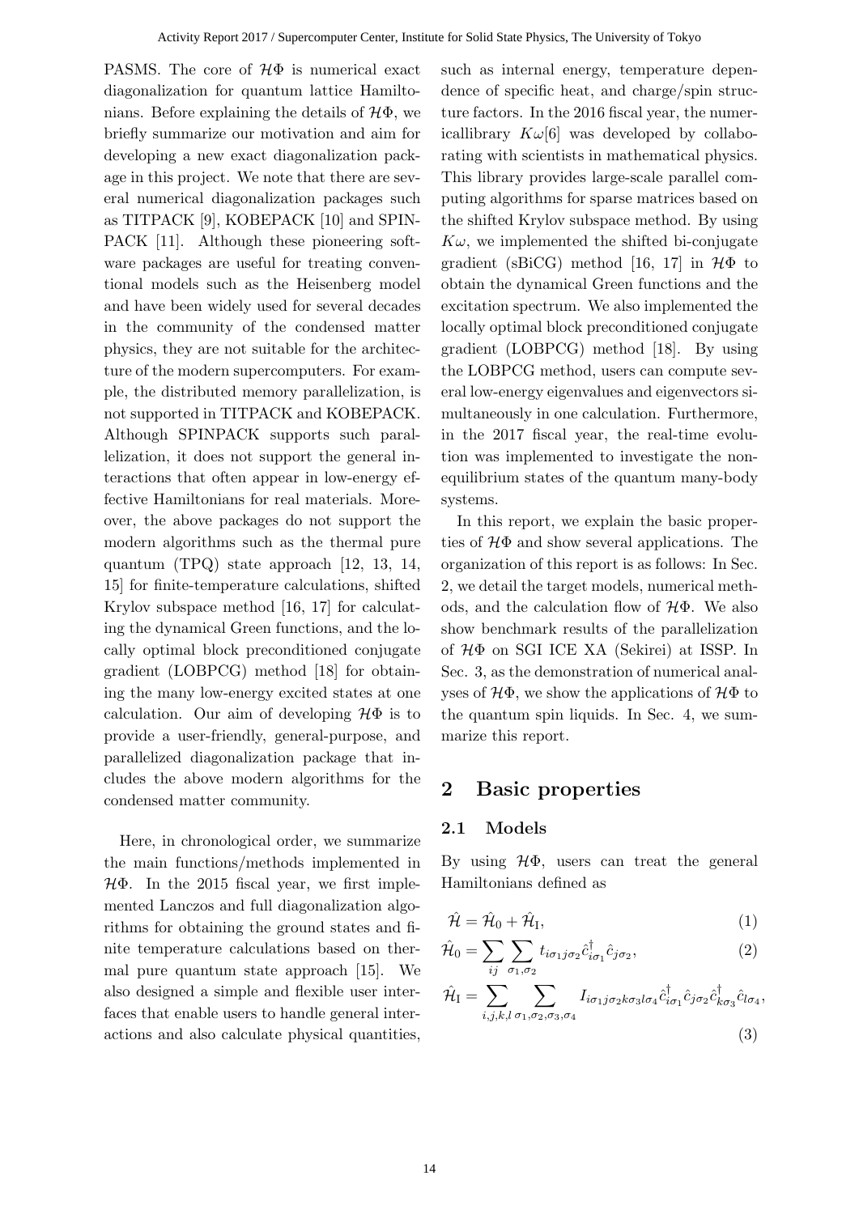PASMS. The core of $\mathcal{H}\Phi$ is numerical exact diagonalization for quantum lattice Hamiltonians. Before explaining the details of $\mathcal{H}\Phi$, we briefly summarize our motivation and aim for developing a new exact diagonalization package in this project. We note that there are several numerical diagonalization packages such as TITPACK [9], KOBEPACK [10] and SPINPACK [11]. Although these pioneering software packages are useful for treating conventional models such as the Heisenberg model and have been widely used for several decades in the community of the condensed matter physics, they are not suitable for the architecture of the modern supercomputers. For example, the distributed memory parallelization, is not supported in TITPACK and KOBEPACK. Although SPINPACK supports such parallelization, it does not support the general interactions that often appear in low-energy effective Hamiltonians for real materials. Moreover, the above packages do not support the modern algorithms such as the thermal pure quantum (TPQ) state approach [12, 13, 14, 15] for finite-temperature calculations, shifted Krylov subspace method [16, 17] for calculating the dynamical Green functions, and the locally optimal block preconditioned conjugate gradient (LOBPCG) method [18] for obtaining the many low-energy excited states at one calculation. Our aim of developing $\mathcal{H}\Phi$ is to provide a user-friendly, general-purpose, and parallelized diagonalization package that includes the above modern algorithms for the condensed matter community.

Here, in chronological order, we summarize the main functions/methods implemented in $\mathcal{H}\Phi$. In the 2015 fiscal year, we first implemented Lanczos and full diagonalization algorithms for obtaining the ground states and finite temperature calculations based on thermal pure quantum state approach [15]. We also designed a simple and flexible user interfaces that enable users to handle general interactions and also calculate physical quantities, such as internal energy, temperature dependence of specific heat, and charge/spin structure factors. In the 2016 fiscal year, the numericallibrary $K\omega$[6] was developed by collaborating with scientists in mathematical physics. This library provides large-scale parallel computing algorithms for sparse matrices based on the shifted Krylov subspace method. By using $K\omega$, we implemented the shifted bi-conjugate gradient (sBiCG) method [16, 17] in $\mathcal{H}\Phi$ to obtain the dynamical Green functions and the excitation spectrum. We also implemented the locally optimal block preconditioned conjugate gradient (LOBPCG) method [18]. By using the LOBPCG method, users can compute several low-energy eigenvalues and eigenvectors simultaneously in one calculation. Furthermore, in the 2017 fiscal year, the real-time evolution was implemented to investigate the non-equilibrium states of the quantum many-body systems.

In this report, we explain the basic properties of $\mathcal{H}\Phi$ and show several applications. The organization of this report is as follows: In Sec. 2, we detail the target models, numerical methods, and the calculation flow of $\mathcal{H}\Phi$. We also show benchmark results of the parallelization of $\mathcal{H}\Phi$ on SGI ICE XA (Sekirei) at ISSP. In Sec. 3, as the demonstration of numerical analyses of $\mathcal{H}\Phi$, we show the applications of $\mathcal{H}\Phi$ to the quantum spin liquids. In Sec. 4, we summarize this report.

## 2 Basic properties

### 2.1 Models

By using $\mathcal{H}\Phi$, users can treat the general Hamiltonians defined as

$$\hat{\mathcal{H}} = \hat{\mathcal{H}}_0 + \hat{\mathcal{H}}_{\rm I}, \tag{1}$$

$$\hat{\mathcal{H}}_0 = \sum_{ij}\sum_{\sigma_1,\sigma_2} t_{i\sigma_1 j\sigma_2}\hat{c}^{\dagger}_{i\sigma_1}\hat{c}_{j\sigma_2}, \tag{2}$$

$$\hat{\mathcal{H}}_{\rm I} = \sum_{i,j,k,l}\sum_{\sigma_1,\sigma_2,\sigma_3,\sigma_4} I_{i\sigma_1 j\sigma_2 k\sigma_3 l\sigma_4}\hat{c}^{\dagger}_{i\sigma_1}\hat{c}_{j\sigma_2}\hat{c}^{\dagger}_{k\sigma_3}\hat{c}_{l\sigma_4}, \tag{3}$$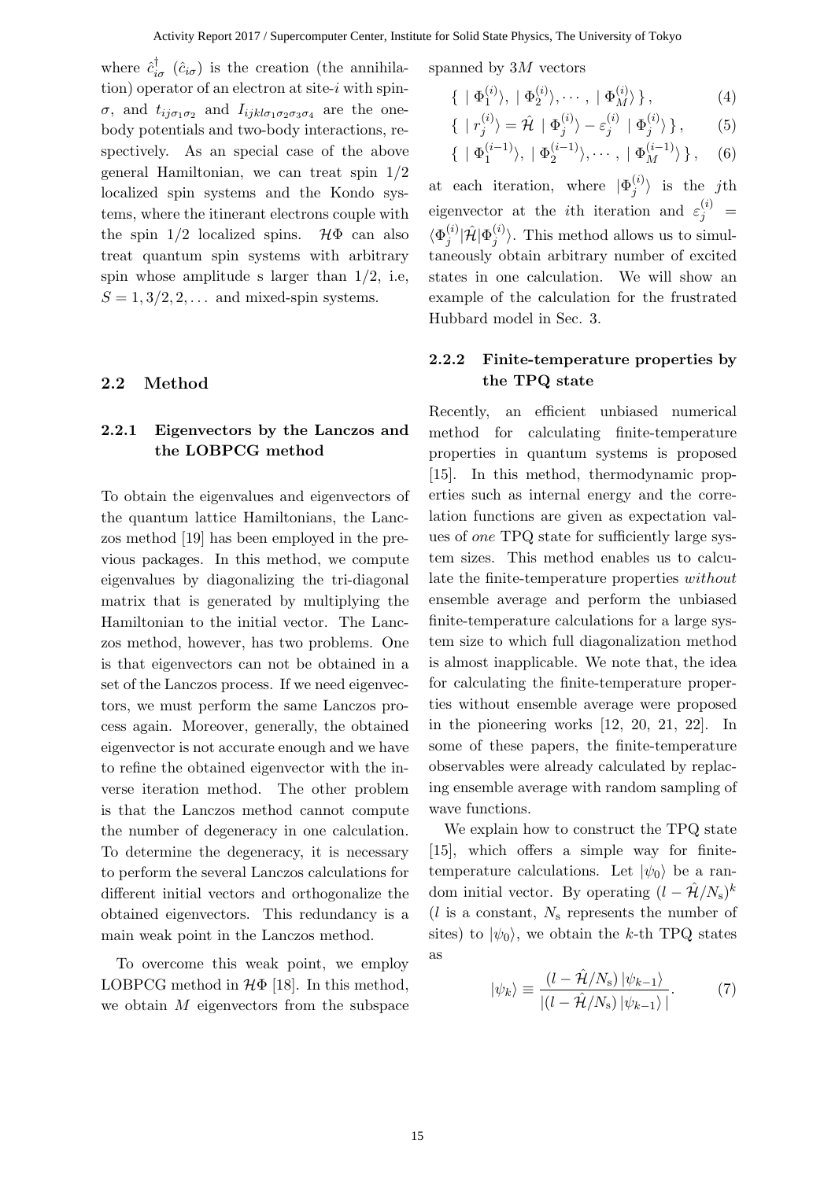where $\hat{c}_{i\sigma}^{\dagger}$ ($\hat{c}_{i\sigma}$) is the creation (the annihilation) operator of an electron at site-$i$ with spin-$\sigma$, and $t_{ij\sigma_1\sigma_2}$ and $I_{ijkl\sigma_1\sigma_2\sigma_3\sigma_4}$ are the one-body potentials and two-body interactions, respectively. As an special case of the above general Hamiltonian, we can treat spin 1/2 localized spin systems and the Kondo systems, where the itinerant electrons couple with the spin 1/2 localized spins. $\mathcal{H}\Phi$ can also treat quantum spin systems with arbitrary spin whose amplitude s larger than 1/2, i.e, $S = 1, 3/2, 2, \ldots$ and mixed-spin systems.

## 2.2 Method

### 2.2.1 Eigenvectors by the Lanczos and the LOBPCG method

To obtain the eigenvalues and eigenvectors of the quantum lattice Hamiltonians, the Lanczos method [19] has been employed in the previous packages. In this method, we compute eigenvalues by diagonalizing the tri-diagonal matrix that is generated by multiplying the Hamiltonian to the initial vector. The Lanczos method, however, has two problems. One is that eigenvectors can not be obtained in a set of the Lanczos process. If we need eigenvectors, we must perform the same Lanczos process again. Moreover, generally, the obtained eigenvector is not accurate enough and we have to refine the obtained eigenvector with the inverse iteration method. The other problem is that the Lanczos method cannot compute the number of degeneracy in one calculation. To determine the degeneracy, it is necessary to perform the several Lanczos calculations for different initial vectors and orthogonalize the obtained eigenvectors. This redundancy is a main weak point in the Lanczos method.

To overcome this weak point, we employ LOBPCG method in $\mathcal{H}\Phi$ [18]. In this method, we obtain $M$ eigenvectors from the subspace spanned by $3M$ vectors

$$\{ \mid \Phi_1^{(i)}\rangle, \mid \Phi_2^{(i)}\rangle, \cdots, \mid \Phi_M^{(i)}\rangle \}, \tag{4}$$

$$\{ \mid r_j^{(i)}\rangle = \hat{\mathcal{H}} \mid \Phi_j^{(i)}\rangle - \varepsilon_j^{(i)} \mid \Phi_j^{(i)}\rangle \}, \tag{5}$$

$$\{ \mid \Phi_1^{(i-1)}\rangle, \mid \Phi_2^{(i-1)}\rangle, \cdots, \mid \Phi_M^{(i-1)}\rangle \}, \tag{6}$$

at each iteration, where $|\Phi_j^{(i)}\rangle$ is the $j$th eigenvector at the $i$th iteration and $\varepsilon_j^{(i)} = \langle\Phi_j^{(i)}|\hat{\mathcal{H}}|\Phi_j^{(i)}\rangle$. This method allows us to simultaneously obtain arbitrary number of excited states in one calculation. We will show an example of the calculation for the frustrated Hubbard model in Sec. 3.

### 2.2.2 Finite-temperature properties by the TPQ state

Recently, an efficient unbiased numerical method for calculating finite-temperature properties in quantum systems is proposed [15]. In this method, thermodynamic properties such as internal energy and the correlation functions are given as expectation values of *one* TPQ state for sufficiently large system sizes. This method enables us to calculate the finite-temperature properties *without* ensemble average and perform the unbiased finite-temperature calculations for a large system size to which full diagonalization method is almost inapplicable. We note that, the idea for calculating the finite-temperature properties without ensemble average were proposed in the pioneering works [12, 20, 21, 22]. In some of these papers, the finite-temperature observables were already calculated by replacing ensemble average with random sampling of wave functions.

We explain how to construct the TPQ state [15], which offers a simple way for finite-temperature calculations. Let $|\psi_0\rangle$ be a random initial vector. By operating $(l - \hat{\mathcal{H}}/N_{\rm s})^k$ ($l$ is a constant, $N_{\rm s}$ represents the number of sites) to $|\psi_0\rangle$, we obtain the $k$-th TPQ states as

$$|\psi_k\rangle \equiv \frac{(l - \hat{\mathcal{H}}/N_{\rm s})\,|\psi_{k-1}\rangle}{|(l - \hat{\mathcal{H}}/N_{\rm s})\,|\psi_{k-1}\rangle\,|}. \tag{7}$$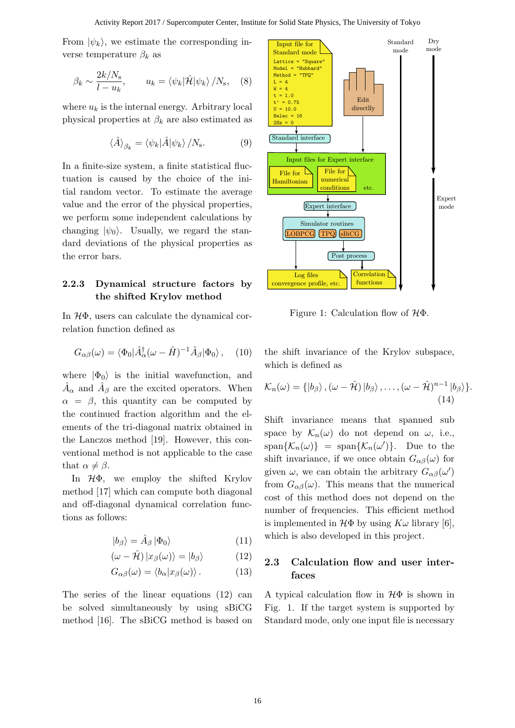From $|\psi_k\rangle$, we estimate the corresponding inverse temperature $\beta_k$ as

$$\beta_k \sim \frac{2k/N_s}{l - u_k}, \qquad u_k = \langle\psi_k|\hat{\mathcal{H}}|\psi_k\rangle / N_s, \quad (8)$$

where $u_k$ is the internal energy. Arbitrary local physical properties at $\beta_k$ are also estimated as

$$\langle \hat{A} \rangle_{\beta_k} = \langle\psi_k|\hat{A}|\psi_k\rangle / N_s. \quad (9)$$

In a finite-size system, a finite statistical fluctuation is caused by the choice of the initial random vector. To estimate the average value and the error of the physical properties, we perform some independent calculations by changing $|\psi_0\rangle$. Usually, we regard the standard deviations of the physical properties as the error bars.

### 2.2.3 Dynamical structure factors by the shifted Krylov method

In $\mathcal{H}\Phi$, users can calculate the dynamical correlation function defined as

$$G_{\alpha\beta}(\omega) = \langle\Phi_0|\hat{A}^\dagger_\alpha(\omega - \hat{H})^{-1}\hat{A}_\beta|\Phi_0\rangle, \quad (10)$$

where $|\Phi_0\rangle$ is the initial wavefunction, and $\hat{A}_\alpha$ and $\hat{A}_\beta$ are the excited operators. When $\alpha = \beta$, this quantity can be computed by the continued fraction algorithm and the elements of the tri-diagonal matrix obtained in the Lanczos method [19]. However, this conventional method is not applicable to the case that $\alpha \neq \beta$.

In $\mathcal{H}\Phi$, we employ the shifted Krylov method [17] which can compute both diagonal and off-diagonal dynamical correlation functions as follows:

$$|b_\beta\rangle = \hat{A}_\beta |\Phi_0\rangle \quad (11)$$

$$(\omega - \hat{\mathcal{H}}) |x_\beta(\omega)\rangle = |b_\beta\rangle \quad (12)$$

$$G_{\alpha\beta}(\omega) = \langle b_\alpha|x_\beta(\omega)\rangle. \quad (13)$$

The series of the linear equations (12) can be solved simultaneously by using sBiCG method [16]. The sBiCG method is based on the shift invariance of the Krylov subspace, which is defined as

$$\mathcal{K}_n(\omega) = \{|b_\beta\rangle, (\omega - \hat{\mathcal{H}})|b_\beta\rangle, \dots, (\omega - \hat{\mathcal{H}})^{n-1}|b_\beta\rangle\}. \quad (14)$$

Shift invariance means that spanned sub space by $\mathcal{K}_n(\omega)$ do not depend on $\omega$, i.e., $\text{span}\{\mathcal{K}_n(\omega)\} = \text{span}\{\mathcal{K}_n(\omega')\}$. Due to the shift invariance, if we once obtain $G_{\alpha\beta}(\omega)$ for given $\omega$, we can obtain the arbitrary $G_{\alpha\beta}(\omega')$ from $G_{\alpha\beta}(\omega)$. This means that the numerical cost of this method does not depend on the number of frequencies. This efficient method is implemented in $\mathcal{H}\Phi$ by using $K\omega$ library [6], which is also developed in this project.

Input file for Standard mode

```
Lattice = "Square"
Model = "Hubbard"
Method = "TPQ"
L = 4
W = 4
t = 1.0
t' = 0.75
U = 10.0
Nelec = 16
2Sz = 0
```

Figure 1: Calculation flow of $\mathcal{H}\Phi$.

## 2.3 Calculation flow and user interfaces

A typical calculation flow in $\mathcal{H}\Phi$ is shown in Fig. 1. If the target system is supported by Standard mode, only one input file is necessary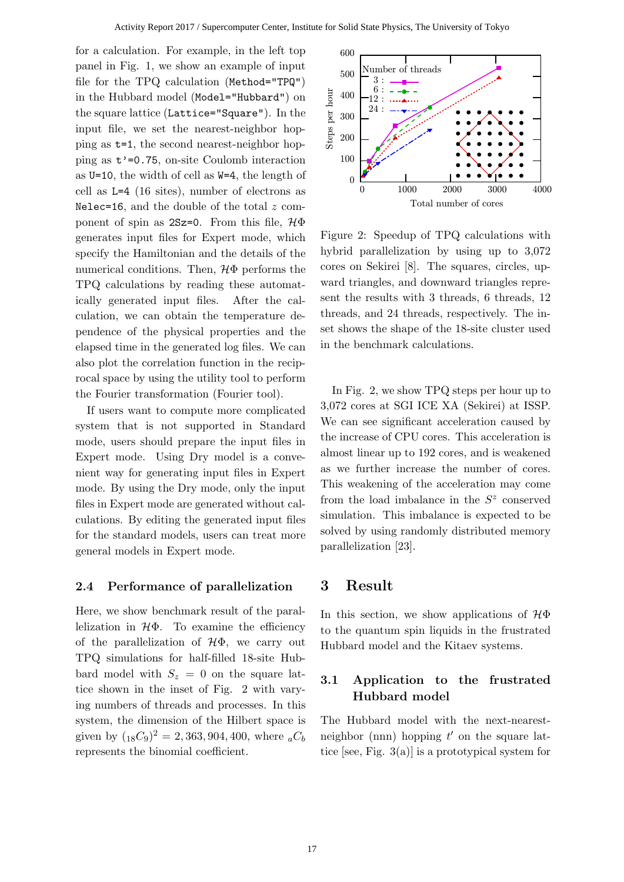for a calculation. For example, in the left top panel in Fig. 1, we show an example of input file for the TPQ calculation (`Method="TPQ"`) in the Hubbard model (`Model="Hubbard"`) on the square lattice (`Lattice="Square"`). In the input file, we set the nearest-neighbor hopping as `t=1`, the second nearest-neighbor hopping as `t'=0.75`, on-site Coulomb interaction as `U=10`, the width of cell as `W=4`, the length of cell as `L=4` (16 sites), number of electrons as `Nelec=16`, and the double of the total $z$ component of spin as `2Sz=0`. From this file, $\mathcal{H}\Phi$ generates input files for Expert mode, which specify the Hamiltonian and the details of the numerical conditions. Then, $\mathcal{H}\Phi$ performs the TPQ calculations by reading these automatically generated input files. After the calculation, we can obtain the temperature dependence of the physical properties and the elapsed time in the generated log files. We can also plot the correlation function in the reciprocal space by using the utility tool to perform the Fourier transformation (Fourier tool).

If users want to compute more complicated system that is not supported in Standard mode, users should prepare the input files in Expert mode. Using Dry model is a convenient way for generating input files in Expert mode. By using the Dry mode, only the input files in Expert mode are generated without calculations. By editing the generated input files for the standard models, users can treat more general models in Expert mode.

### 2.4 Performance of parallelization

Here, we show benchmark result of the parallelization in $\mathcal{H}\Phi$. To examine the efficiency of the parallelization of $\mathcal{H}\Phi$, we carry out TPQ simulations for half-filled 18-site Hubbard model with $S_z = 0$ on the square lattice shown in the inset of Fig. 2 with varying numbers of threads and processes. In this system, the dimension of the Hilbert space is given by $({}_{18}C_9)^2 = 2,363,904,400$, where ${}_aC_b$ represents the binomial coefficient.

Figure 2: Speedup of TPQ calculations with hybrid parallelization by using up to 3,072 cores on Sekirei [8]. The squares, circles, upward triangles, and downward triangles represent the results with 3 threads, 6 threads, 12 threads, and 24 threads, respectively. The inset shows the shape of the 18-site cluster used in the benchmark calculations.

In Fig. 2, we show TPQ steps per hour up to 3,072 cores at SGI ICE XA (Sekirei) at ISSP. We can see significant acceleration caused by the increase of CPU cores. This acceleration is almost linear up to 192 cores, and is weakened as we further increase the number of cores. This weakening of the acceleration may come from the load imbalance in the $S^z$ conserved simulation. This imbalance is expected to be solved by using randomly distributed memory parallelization [23].

## 3 Result

In this section, we show applications of $\mathcal{H}\Phi$ to the quantum spin liquids in the frustrated Hubbard model and the Kitaev systems.

### 3.1 Application to the frustrated Hubbard model

The Hubbard model with the next-nearest-neighbor (nnn) hopping $t'$ on the square lattice [see, Fig. 3(a)] is a prototypical system for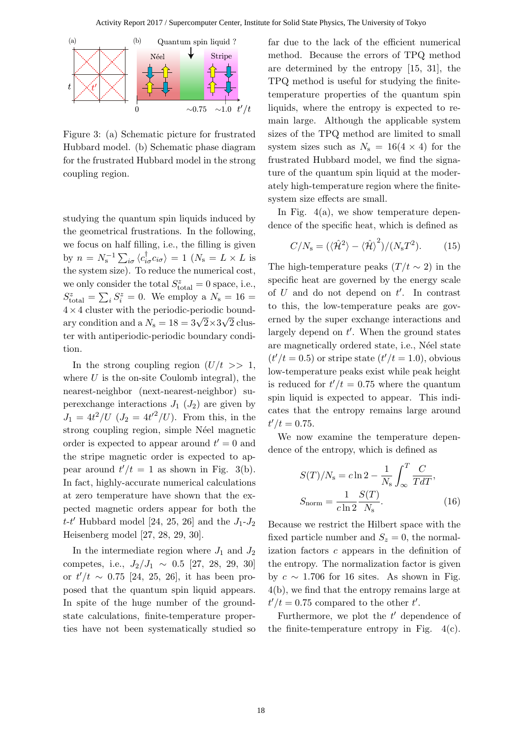Figure 3: (a) Schematic picture for frustrated Hubbard model. (b) Schematic phase diagram for the frustrated Hubbard model in the strong coupling region.

studying the quantum spin liquids induced by the geometrical frustrations. In the following, we focus on half filling, i.e., the filling is given by $n = N_{\rm s}^{-1}\sum_{i\sigma}\langle c_{i\sigma}^{\dagger}c_{i\sigma}\rangle = 1$ ($N_{\rm s} = L \times L$ is the system size). To reduce the numerical cost, we only consider the total $S_{\rm total}^{z} = 0$ space, i.e., $S_{\rm total}^{z} = \sum_{i} S_{i}^{z} = 0$. We employ a $N_{\rm s} = 16 = 4\times 4$ cluster with the periodic-periodic boundary condition and a $N_{\rm s} = 18 = 3\sqrt{2}\times 3\sqrt{2}$ cluster with antiperiodic-periodic boundary condition.

In the strong coupling region ($U/t >> 1$, where $U$ is the on-site Coulomb integral), the nearest-neighbor (next-nearest-neighbor) superexchange interactions $J_1$ ($J_2$) are given by $J_1 = 4t^2/U$ ($J_2 = 4t'^2/U$). From this, in the strong coupling region, simple Néel magnetic order is expected to appear around $t' = 0$ and the stripe magnetic order is expected to appear around $t'/t = 1$ as shown in Fig. 3(b). In fact, highly-accurate numerical calculations at zero temperature have shown that the expected magnetic orders appear for both the $t$-$t'$ Hubbard model [24, 25, 26] and the $J_1$-$J_2$ Heisenberg model [27, 28, 29, 30].

In the intermediate region where $J_1$ and $J_2$ competes, i.e., $J_2/J_1 \sim 0.5$ [27, 28, 29, 30] or $t'/t \sim 0.75$ [24, 25, 26], it has been proposed that the quantum spin liquid appears. In spite of the huge number of the ground-state calculations, finite-temperature properties have not been systematically studied so far due to the lack of the efficient numerical method. Because the errors of TPQ method are determined by the entropy [15, 31], the TPQ method is useful for studying the finite-temperature properties of the quantum spin liquids, where the entropy is expected to remain large. Although the applicable system sizes of the TPQ method are limited to small system sizes such as $N_{\rm s} = 16(4\times 4)$ for the frustrated Hubbard model, we find the signature of the quantum spin liquid at the moderately high-temperature region where the finite-system size effects are small.

In Fig. 4(a), we show temperature dependence of the specific heat, which is defined as

$$C/N_{\rm s} = (\langle\hat{\mathcal{H}}^2\rangle - \langle\hat{\mathcal{H}}\rangle^2)/(N_{\rm s}T^2). \qquad (15)$$

The high-temperature peaks ($T/t \sim 2$) in the specific heat are governed by the energy scale of $U$ and do not depend on $t'$. In contrast to this, the low-temperature peaks are governed by the super exchange interactions and largely depend on $t'$. When the ground states are magnetically ordered state, i.e., Néel state ($t'/t = 0.5$) or stripe state ($t'/t = 1.0$), obvious low-temperature peaks exist while peak height is reduced for $t'/t = 0.75$ where the quantum spin liquid is expected to appear. This indicates that the entropy remains large around $t'/t = 0.75$.

We now examine the temperature dependence of the entropy, which is defined as

$$S(T)/N_{\rm s} = c\ln 2 - \frac{1}{N_{\rm s}}\int_{\infty}^{T}\frac{C}{TdT},$$
$$S_{\rm norm} = \frac{1}{c\ln 2}\frac{S(T)}{N_{\rm s}}. \qquad (16)$$

Because we restrict the Hilbert space with the fixed particle number and $S_z = 0$, the normalization factors $c$ appears in the definition of the entropy. The normalization factor is given by $c \sim 1.706$ for 16 sites. As shown in Fig. 4(b), we find that the entropy remains large at $t'/t = 0.75$ compared to the other $t'$.

Furthermore, we plot the $t'$ dependence of the finite-temperature entropy in Fig. 4(c).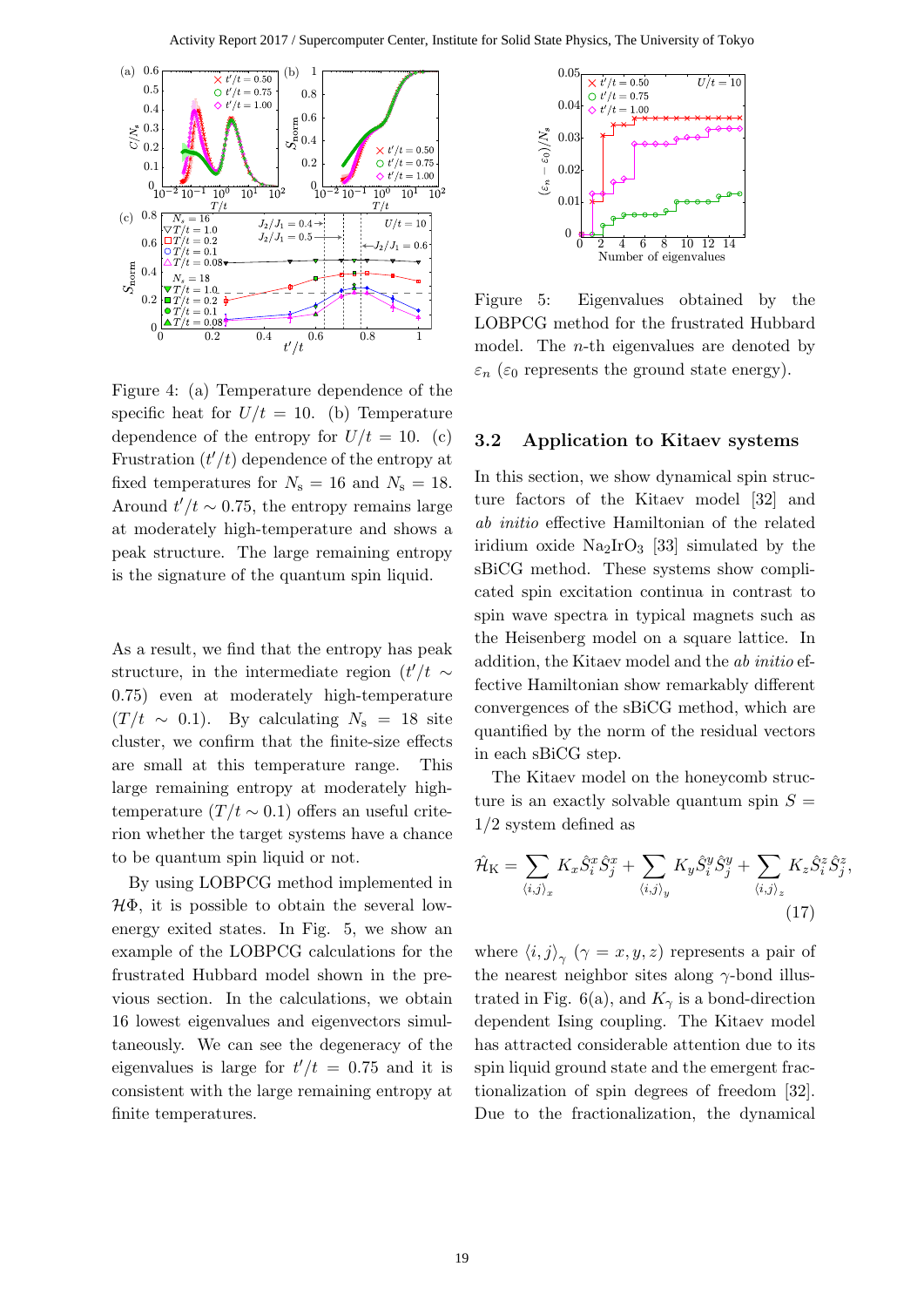Figure 4: (a) Temperature dependence of the specific heat for $U/t = 10$. (b) Temperature dependence of the entropy for $U/t = 10$. (c) Frustration ($t'/t$) dependence of the entropy at fixed temperatures for $N_{\rm s} = 16$ and $N_{\rm s} = 18$. Around $t'/t \sim 0.75$, the entropy remains large at moderately high-temperature and shows a peak structure. The large remaining entropy is the signature of the quantum spin liquid.

As a result, we find that the entropy has peak structure, in the intermediate region ($t'/t \sim 0.75$) even at moderately high-temperature ($T/t \sim 0.1$). By calculating $N_{\rm s} = 18$ site cluster, we confirm that the finite-size effects are small at this temperature range. This large remaining entropy at moderately high-temperature ($T/t \sim 0.1$) offers an useful criterion whether the target systems have a chance to be quantum spin liquid or not.

By using LOBPCG method implemented in $\mathcal{H}\Phi$, it is possible to obtain the several low-energy exited states. In Fig. 5, we show an example of the LOBPCG calculations for the frustrated Hubbard model shown in the previous section. In the calculations, we obtain 16 lowest eigenvalues and eigenvectors simultaneously. We can see the degeneracy of the eigenvalues is large for $t'/t = 0.75$ and it is consistent with the large remaining entropy at finite temperatures.

Figure 5: Eigenvalues obtained by the LOBPCG method for the frustrated Hubbard model. The $n$-th eigenvalues are denoted by $\varepsilon_n$ ($\varepsilon_0$ represents the ground state energy).

### 3.2 Application to Kitaev systems

In this section, we show dynamical spin structure factors of the Kitaev model [32] and *ab initio* effective Hamiltonian of the related iridium oxide $Na_2IrO_3$ [33] simulated by the sBiCG method. These systems show complicated spin excitation continua in contrast to spin wave spectra in typical magnets such as the Heisenberg model on a square lattice. In addition, the Kitaev model and the *ab initio* effective Hamiltonian show remarkably different convergences of the sBiCG method, which are quantified by the norm of the residual vectors in each sBiCG step.

The Kitaev model on the honeycomb structure is an exactly solvable quantum spin $S = 1/2$ system defined as

$$\hat{\mathcal{H}}_{\rm K} = \sum_{\langle i,j\rangle_x} K_x \hat{S}_i^x \hat{S}_j^x + \sum_{\langle i,j\rangle_y} K_y \hat{S}_i^y \hat{S}_j^y + \sum_{\langle i,j\rangle_z} K_z \hat{S}_i^z \hat{S}_j^z, \tag{17}$$

where $\langle i,j\rangle_\gamma$ ($\gamma = x, y, z$) represents a pair of the nearest neighbor sites along $\gamma$-bond illustrated in Fig. 6(a), and $K_\gamma$ is a bond-direction dependent Ising coupling. The Kitaev model has attracted considerable attention due to its spin liquid ground state and the emergent fractionalization of spin degrees of freedom [32]. Due to the fractionalization, the dynamical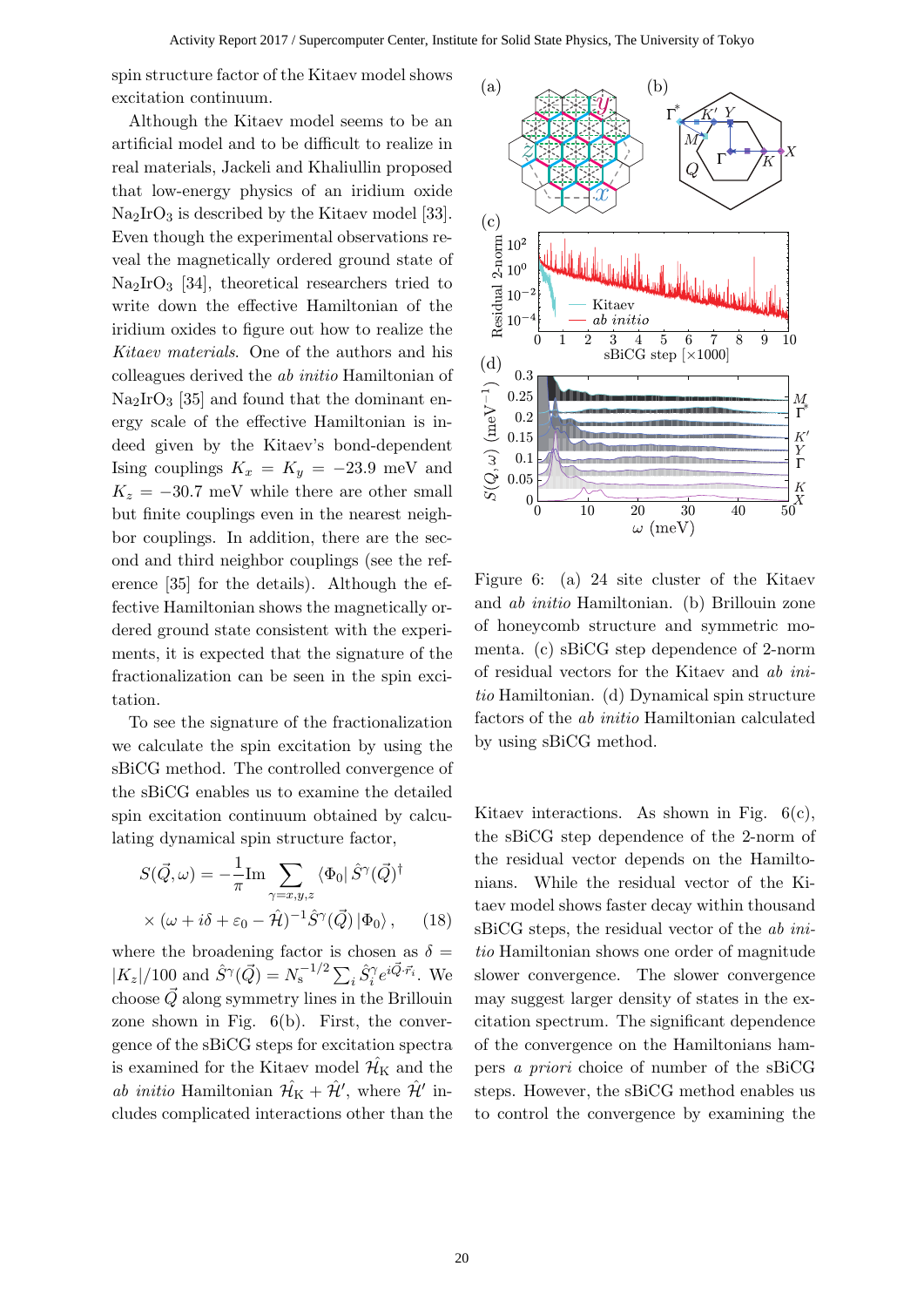spin structure factor of the Kitaev model shows excitation continuum.

Although the Kitaev model seems to be an artificial model and to be difficult to realize in real materials, Jackeli and Khaliullin proposed that low-energy physics of an iridium oxide $Na_2IrO_3$ is described by the Kitaev model [33]. Even though the experimental observations reveal the magnetically ordered ground state of $Na_2IrO_3$ [34], theoretical researchers tried to write down the effective Hamiltonian of the iridium oxides to figure out how to realize the *Kitaev materials*. One of the authors and his colleagues derived the *ab initio* Hamiltonian of $Na_2IrO_3$ [35] and found that the dominant energy scale of the effective Hamiltonian is indeed given by the Kitaev's bond-dependent Ising couplings $K_x = K_y = -23.9$ meV and $K_z = -30.7$ meV while there are other small but finite couplings even in the nearest neighbor couplings. In addition, there are the second and third neighbor couplings (see the reference [35] for the details). Although the effective Hamiltonian shows the magnetically ordered ground state consistent with the experiments, it is expected that the signature of the fractionalization can be seen in the spin excitation.

To see the signature of the fractionalization we calculate the spin excitation by using the sBiCG method. The controlled convergence of the sBiCG enables us to examine the detailed spin excitation continuum obtained by calculating dynamical spin structure factor,

$$S(\vec{Q},\omega) = -\frac{1}{\pi}\mathrm{Im}\sum_{\gamma=x,y,z}\langle\Phi_0|\,\hat{S}^{\gamma}(\vec{Q})^{\dagger} \times(\omega+i\delta+\varepsilon_0-\hat{\mathcal{H}})^{-1}\hat{S}^{\gamma}(\vec{Q})\,|\Phi_0\rangle\,, \quad (18)$$

where the broadening factor is chosen as $\delta = |K_z|/100$ and $\hat{S}^{\gamma}(\vec{Q}) = N_s^{-1/2}\sum_i \hat{S}_i^{\gamma} e^{i\vec{Q}\cdot\vec{r}_i}$. We choose $\vec{Q}$ along symmetry lines in the Brillouin zone shown in Fig. 6(b). First, the convergence of the sBiCG steps for excitation spectra is examined for the Kitaev model $\hat{\mathcal{H}}_{\rm K}$ and the *ab initio* Hamiltonian $\hat{\mathcal{H}}_{\rm K}+\hat{\mathcal{H}}'$, where $\hat{\mathcal{H}}'$ includes complicated interactions other than the Kitaev interactions. As shown in Fig. 6(c), the sBiCG step dependence of the 2-norm of the residual vector depends on the Hamiltonians. While the residual vector of the Kitaev model shows faster decay within thousand sBiCG steps, the residual vector of the *ab initio* Hamiltonian shows one order of magnitude slower convergence. The slower convergence may suggest larger density of states in the excitation spectrum. The significant dependence of the convergence on the Hamiltonians hampers *a priori* choice of number of the sBiCG steps. However, the sBiCG method enables us to control the convergence by examining the

Figure 6: (a) 24 site cluster of the Kitaev and *ab initio* Hamiltonian. (b) Brillouin zone of honeycomb structure and symmetric momenta. (c) sBiCG step dependence of 2-norm of residual vectors for the Kitaev and *ab initio* Hamiltonian. (d) Dynamical spin structure factors of the *ab initio* Hamiltonian calculated by using sBiCG method.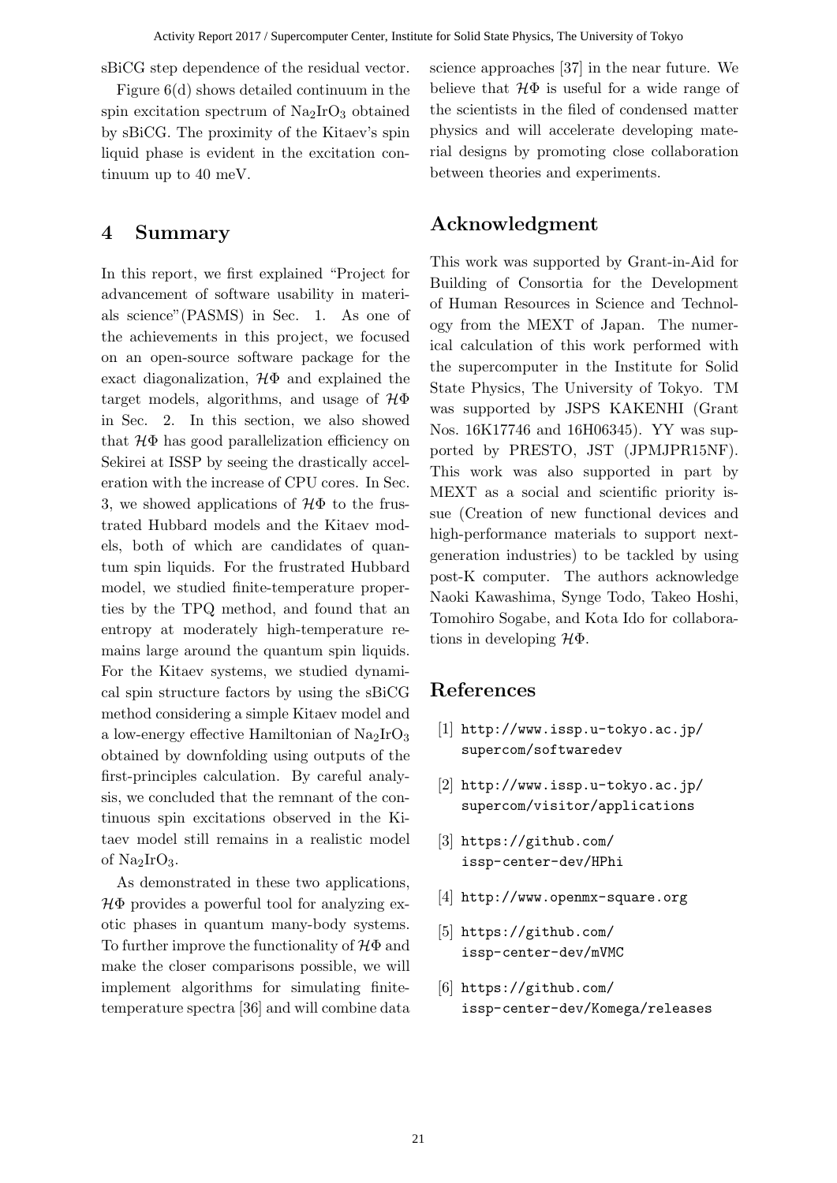sBiCG step dependence of the residual vector.

Figure 6(d) shows detailed continuum in the spin excitation spectrum of $Na_2IrO_3$ obtained by sBiCG. The proximity of the Kitaev's spin liquid phase is evident in the excitation continuum up to 40 meV.

## 4 Summary

In this report, we first explained "Project for advancement of software usability in materials science"(PASMS) in Sec. 1. As one of the achievements in this project, we focused on an open-source software package for the exact diagonalization, $\mathcal{H}\Phi$ and explained the target models, algorithms, and usage of $\mathcal{H}\Phi$ in Sec. 2. In this section, we also showed that $\mathcal{H}\Phi$ has good parallelization efficiency on Sekirei at ISSP by seeing the drastically acceleration with the increase of CPU cores. In Sec. 3, we showed applications of $\mathcal{H}\Phi$ to the frustrated Hubbard models and the Kitaev models, both of which are candidates of quantum spin liquids. For the frustrated Hubbard model, we studied finite-temperature properties by the TPQ method, and found that an entropy at moderately high-temperature remains large around the quantum spin liquids. For the Kitaev systems, we studied dynamical spin structure factors by using the sBiCG method considering a simple Kitaev model and a low-energy effective Hamiltonian of $Na_2IrO_3$ obtained by downfolding using outputs of the first-principles calculation. By careful analysis, we concluded that the remnant of the continuous spin excitations observed in the Kitaev model still remains in a realistic model of $Na_2IrO_3$.

As demonstrated in these two applications, $\mathcal{H}\Phi$ provides a powerful tool for analyzing exotic phases in quantum many-body systems. To further improve the functionality of $\mathcal{H}\Phi$ and make the closer comparisons possible, we will implement algorithms for simulating finite-temperature spectra [36] and will combine data science approaches [37] in the near future. We believe that $\mathcal{H}\Phi$ is useful for a wide range of the scientists in the filed of condensed matter physics and will accelerate developing material designs by promoting close collaboration between theories and experiments.

## Acknowledgment

This work was supported by Grant-in-Aid for Building of Consortia for the Development of Human Resources in Science and Technology from the MEXT of Japan. The numerical calculation of this work performed with the supercomputer in the Institute for Solid State Physics, The University of Tokyo. TM was supported by JSPS KAKENHI (Grant Nos. 16K17746 and 16H06345). YY was supported by PRESTO, JST (JPMJPR15NF). This work was also supported in part by MEXT as a social and scientific priority issue (Creation of new functional devices and high-performance materials to support next-generation industries) to be tackled by using post-K computer. The authors acknowledge Naoki Kawashima, Synge Todo, Takeo Hoshi, Tomohiro Sogabe, and Kota Ido for collaborations in developing $\mathcal{H}\Phi$.

## References

[1] http://www.issp.u-tokyo.ac.jp/supercom/softwaredev

[2] http://www.issp.u-tokyo.ac.jp/supercom/visitor/applications

[3] https://github.com/issp-center-dev/HPhi

[4] http://www.openmx-square.org

[5] https://github.com/issp-center-dev/mVMC

[6] https://github.com/issp-center-dev/Komega/releases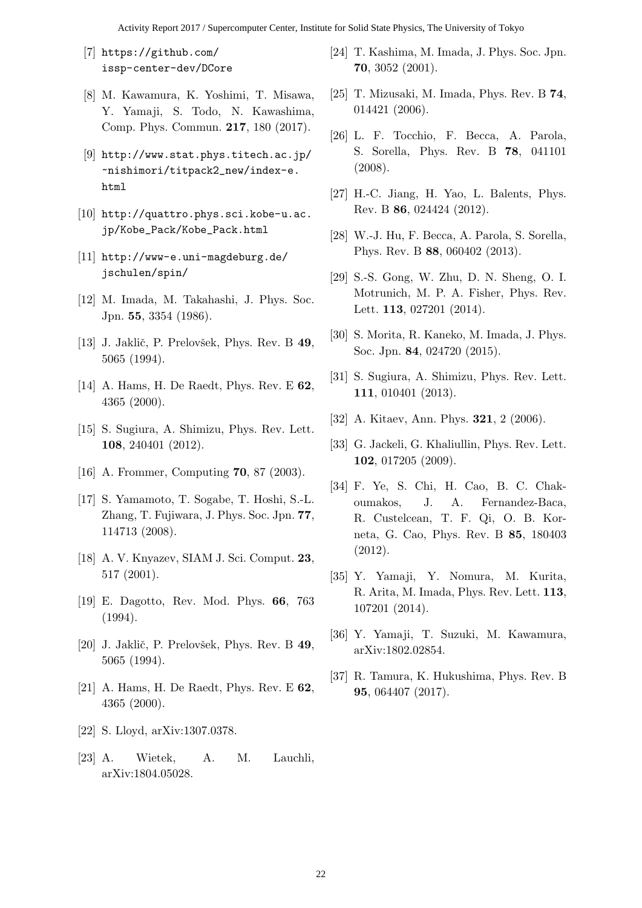[7] https://github.com/issp-center-dev/DCore

[8] M. Kawamura, K. Yoshimi, T. Misawa, Y. Yamaji, S. Todo, N. Kawashima, Comp. Phys. Commun. **217**, 180 (2017).

[9] http://www.stat.phys.titech.ac.jp/~nishimori/titpack2_new/index-e.html

[10] http://quattro.phys.sci.kobe-u.ac.jp/Kobe_Pack/Kobe_Pack.html

[11] http://www-e.uni-magdeburg.de/jschulen/spin/

[12] M. Imada, M. Takahashi, J. Phys. Soc. Jpn. **55**, 3354 (1986).

[13] J. Jaklič, P. Prelovšek, Phys. Rev. B **49**, 5065 (1994).

[14] A. Hams, H. De Raedt, Phys. Rev. E **62**, 4365 (2000).

[15] S. Sugiura, A. Shimizu, Phys. Rev. Lett. **108**, 240401 (2012).

[16] A. Frommer, Computing **70**, 87 (2003).

[17] S. Yamamoto, T. Sogabe, T. Hoshi, S.-L. Zhang, T. Fujiwara, J. Phys. Soc. Jpn. **77**, 114713 (2008).

[18] A. V. Knyazev, SIAM J. Sci. Comput. **23**, 517 (2001).

[19] E. Dagotto, Rev. Mod. Phys. **66**, 763 (1994).

[20] J. Jaklič, P. Prelovšek, Phys. Rev. B **49**, 5065 (1994).

[21] A. Hams, H. De Raedt, Phys. Rev. E **62**, 4365 (2000).

[22] S. Lloyd, arXiv:1307.0378.

[23] A. Wietek, A. M. Lauchli, arXiv:1804.05028.

[24] T. Kashima, M. Imada, J. Phys. Soc. Jpn. **70**, 3052 (2001).

[25] T. Mizusaki, M. Imada, Phys. Rev. B **74**, 014421 (2006).

[26] L. F. Tocchio, F. Becca, A. Parola, S. Sorella, Phys. Rev. B **78**, 041101 (2008).

[27] H.-C. Jiang, H. Yao, L. Balents, Phys. Rev. B **86**, 024424 (2012).

[28] W.-J. Hu, F. Becca, A. Parola, S. Sorella, Phys. Rev. B **88**, 060402 (2013).

[29] S.-S. Gong, W. Zhu, D. N. Sheng, O. I. Motrunich, M. P. A. Fisher, Phys. Rev. Lett. **113**, 027201 (2014).

[30] S. Morita, R. Kaneko, M. Imada, J. Phys. Soc. Jpn. **84**, 024720 (2015).

[31] S. Sugiura, A. Shimizu, Phys. Rev. Lett. **111**, 010401 (2013).

[32] A. Kitaev, Ann. Phys. **321**, 2 (2006).

[33] G. Jackeli, G. Khaliullin, Phys. Rev. Lett. **102**, 017205 (2009).

[34] F. Ye, S. Chi, H. Cao, B. C. Chakoumakos, J. A. Fernandez-Baca, R. Custelcean, T. F. Qi, O. B. Korneta, G. Cao, Phys. Rev. B **85**, 180403 (2012).

[35] Y. Yamaji, Y. Nomura, M. Kurita, R. Arita, M. Imada, Phys. Rev. Lett. **113**, 107201 (2014).

[36] Y. Yamaji, T. Suzuki, M. Kawamura, arXiv:1802.02854.

[37] R. Tamura, K. Hukushima, Phys. Rev. B **95**, 064407 (2017).